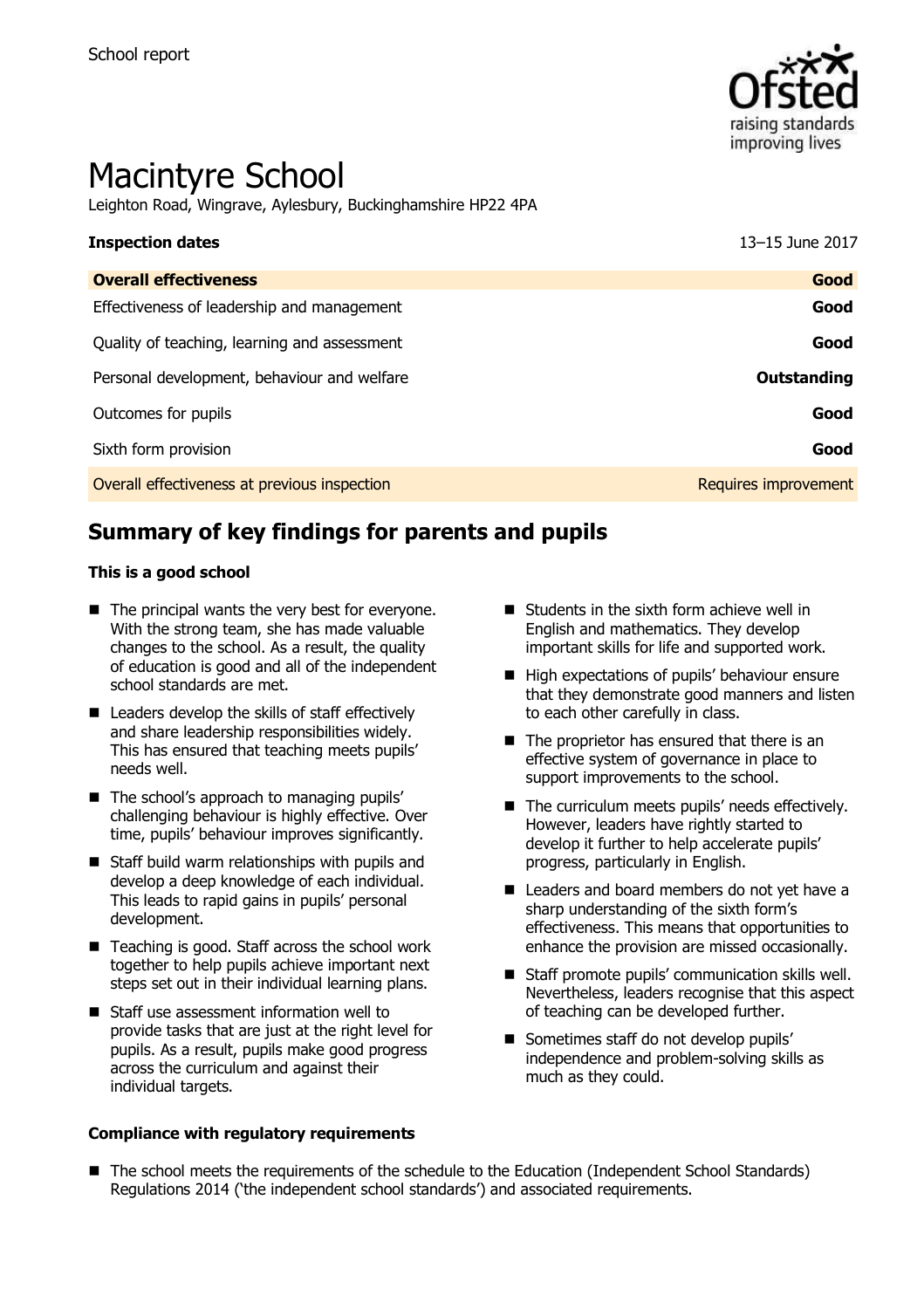School report

# Macintyre School

Leighton Road, Wingrave, Aylesbury, Buckinghamshire HP22 4PA

| **Inspection dates** | 13–15 June 2017 |
| --- | --- |
| **Overall effectiveness** | **Good** |
| Effectiveness of leadership and management | **Good** |
| Quality of teaching, learning and assessment | **Good** |
| Personal development, behaviour and welfare | **Outstanding** |
| Outcomes for pupils | **Good** |
| Sixth form provision | **Good** |
| Overall effectiveness at previous inspection | Requires improvement |

## Summary of key findings for parents and pupils

### This is a good school

- The principal wants the very best for everyone. With the strong team, she has made valuable changes to the school. As a result, the quality of education is good and all of the independent school standards are met.
- Leaders develop the skills of staff effectively and share leadership responsibilities widely. This has ensured that teaching meets pupils' needs well.
- The school's approach to managing pupils' challenging behaviour is highly effective. Over time, pupils' behaviour improves significantly.
- Staff build warm relationships with pupils and develop a deep knowledge of each individual. This leads to rapid gains in pupils' personal development.
- Teaching is good. Staff across the school work together to help pupils achieve important next steps set out in their individual learning plans.
- Staff use assessment information well to provide tasks that are just at the right level for pupils. As a result, pupils make good progress across the curriculum and against their individual targets.
- Students in the sixth form achieve well in English and mathematics. They develop important skills for life and supported work.
- High expectations of pupils' behaviour ensure that they demonstrate good manners and listen to each other carefully in class.
- The proprietor has ensured that there is an effective system of governance in place to support improvements to the school.
- The curriculum meets pupils' needs effectively. However, leaders have rightly started to develop it further to help accelerate pupils' progress, particularly in English.
- Leaders and board members do not yet have a sharp understanding of the sixth form's effectiveness. This means that opportunities to enhance the provision are missed occasionally.
- Staff promote pupils' communication skills well. Nevertheless, leaders recognise that this aspect of teaching can be developed further.
- Sometimes staff do not develop pupils' independence and problem-solving skills as much as they could.

### Compliance with regulatory requirements

- The school meets the requirements of the schedule to the Education (Independent School Standards) Regulations 2014 ('the independent school standards') and associated requirements.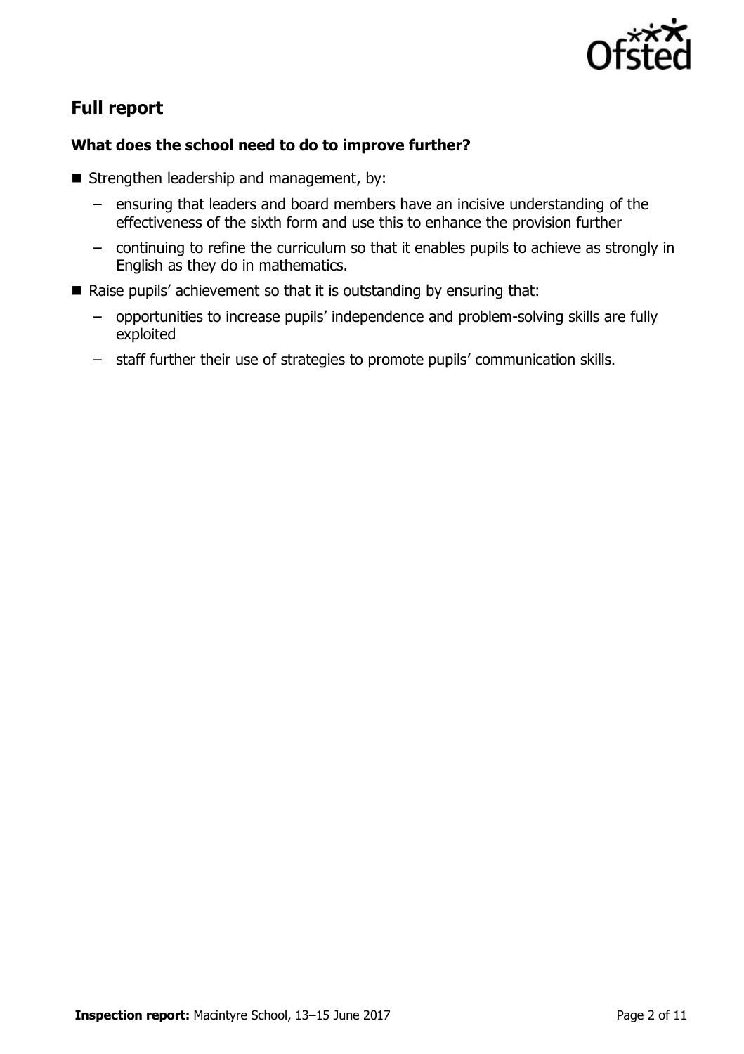## Full report

### What does the school need to do to improve further?

- Strengthen leadership and management, by:
  - ensuring that leaders and board members have an incisive understanding of the effectiveness of the sixth form and use this to enhance the provision further
  - continuing to refine the curriculum so that it enables pupils to achieve as strongly in English as they do in mathematics.
- Raise pupils' achievement so that it is outstanding by ensuring that:
  - opportunities to increase pupils' independence and problem-solving skills are fully exploited
  - staff further their use of strategies to promote pupils' communication skills.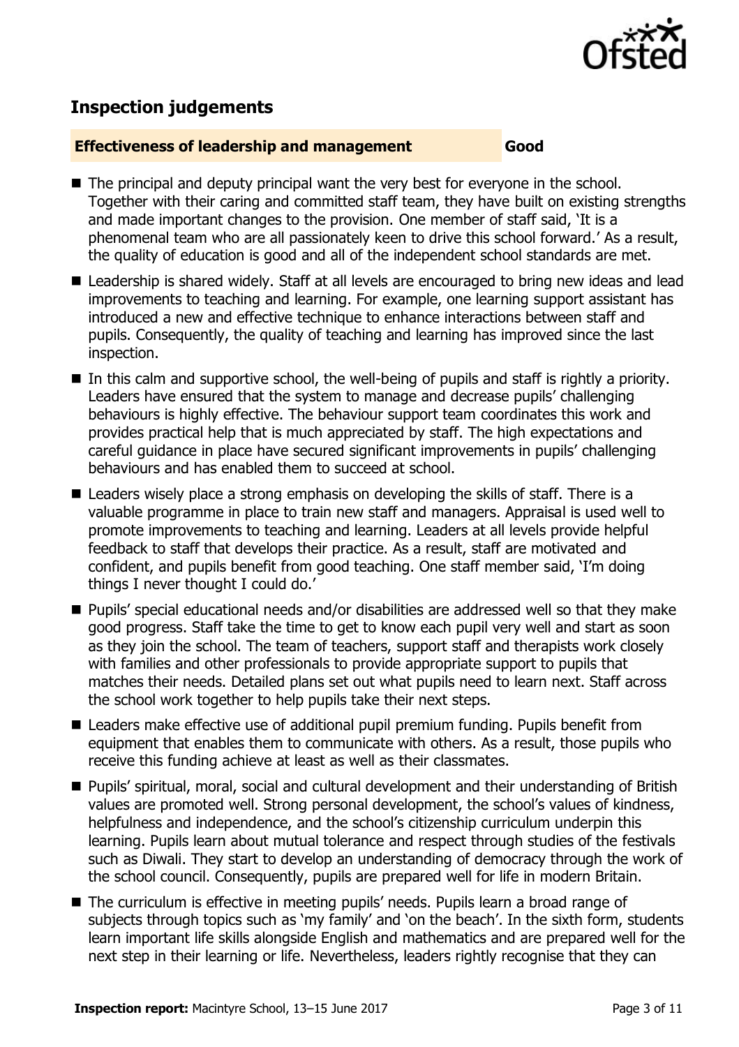## Inspection judgements

**Effectiveness of leadership and management** **Good**

- The principal and deputy principal want the very best for everyone in the school. Together with their caring and committed staff team, they have built on existing strengths and made important changes to the provision. One member of staff said, 'It is a phenomenal team who are all passionately keen to drive this school forward.' As a result, the quality of education is good and all of the independent school standards are met.
- Leadership is shared widely. Staff at all levels are encouraged to bring new ideas and lead improvements to teaching and learning. For example, one learning support assistant has introduced a new and effective technique to enhance interactions between staff and pupils. Consequently, the quality of teaching and learning has improved since the last inspection.
- In this calm and supportive school, the well-being of pupils and staff is rightly a priority. Leaders have ensured that the system to manage and decrease pupils' challenging behaviours is highly effective. The behaviour support team coordinates this work and provides practical help that is much appreciated by staff. The high expectations and careful guidance in place have secured significant improvements in pupils' challenging behaviours and has enabled them to succeed at school.
- Leaders wisely place a strong emphasis on developing the skills of staff. There is a valuable programme in place to train new staff and managers. Appraisal is used well to promote improvements to teaching and learning. Leaders at all levels provide helpful feedback to staff that develops their practice. As a result, staff are motivated and confident, and pupils benefit from good teaching. One staff member said, 'I'm doing things I never thought I could do.'
- Pupils' special educational needs and/or disabilities are addressed well so that they make good progress. Staff take the time to get to know each pupil very well and start as soon as they join the school. The team of teachers, support staff and therapists work closely with families and other professionals to provide appropriate support to pupils that matches their needs. Detailed plans set out what pupils need to learn next. Staff across the school work together to help pupils take their next steps.
- Leaders make effective use of additional pupil premium funding. Pupils benefit from equipment that enables them to communicate with others. As a result, those pupils who receive this funding achieve at least as well as their classmates.
- Pupils' spiritual, moral, social and cultural development and their understanding of British values are promoted well. Strong personal development, the school's values of kindness, helpfulness and independence, and the school's citizenship curriculum underpin this learning. Pupils learn about mutual tolerance and respect through studies of the festivals such as Diwali. They start to develop an understanding of democracy through the work of the school council. Consequently, pupils are prepared well for life in modern Britain.
- The curriculum is effective in meeting pupils' needs. Pupils learn a broad range of subjects through topics such as 'my family' and 'on the beach'. In the sixth form, students learn important life skills alongside English and mathematics and are prepared well for the next step in their learning or life. Nevertheless, leaders rightly recognise that they can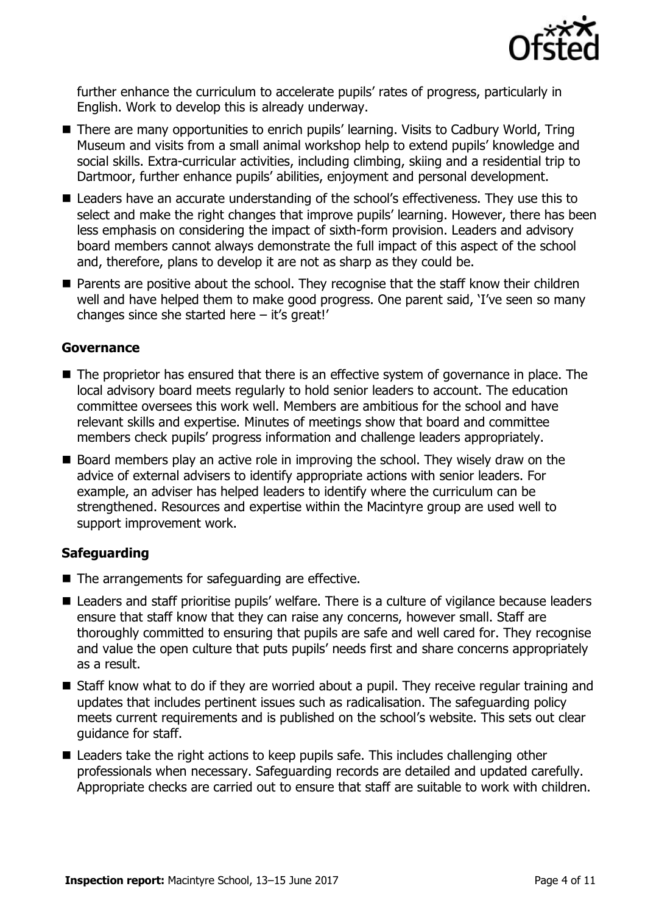further enhance the curriculum to accelerate pupils' rates of progress, particularly in English. Work to develop this is already underway.

- There are many opportunities to enrich pupils' learning. Visits to Cadbury World, Tring Museum and visits from a small animal workshop help to extend pupils' knowledge and social skills. Extra-curricular activities, including climbing, skiing and a residential trip to Dartmoor, further enhance pupils' abilities, enjoyment and personal development.
- Leaders have an accurate understanding of the school's effectiveness. They use this to select and make the right changes that improve pupils' learning. However, there has been less emphasis on considering the impact of sixth-form provision. Leaders and advisory board members cannot always demonstrate the full impact of this aspect of the school and, therefore, plans to develop it are not as sharp as they could be.
- Parents are positive about the school. They recognise that the staff know their children well and have helped them to make good progress. One parent said, 'I've seen so many changes since she started here – it's great!'

### Governance

- The proprietor has ensured that there is an effective system of governance in place. The local advisory board meets regularly to hold senior leaders to account. The education committee oversees this work well. Members are ambitious for the school and have relevant skills and expertise. Minutes of meetings show that board and committee members check pupils' progress information and challenge leaders appropriately.
- Board members play an active role in improving the school. They wisely draw on the advice of external advisers to identify appropriate actions with senior leaders. For example, an adviser has helped leaders to identify where the curriculum can be strengthened. Resources and expertise within the Macintyre group are used well to support improvement work.

### Safeguarding

- The arrangements for safeguarding are effective.
- Leaders and staff prioritise pupils' welfare. There is a culture of vigilance because leaders ensure that staff know that they can raise any concerns, however small. Staff are thoroughly committed to ensuring that pupils are safe and well cared for. They recognise and value the open culture that puts pupils' needs first and share concerns appropriately as a result.
- Staff know what to do if they are worried about a pupil. They receive regular training and updates that includes pertinent issues such as radicalisation. The safeguarding policy meets current requirements and is published on the school's website. This sets out clear guidance for staff.
- Leaders take the right actions to keep pupils safe. This includes challenging other professionals when necessary. Safeguarding records are detailed and updated carefully. Appropriate checks are carried out to ensure that staff are suitable to work with children.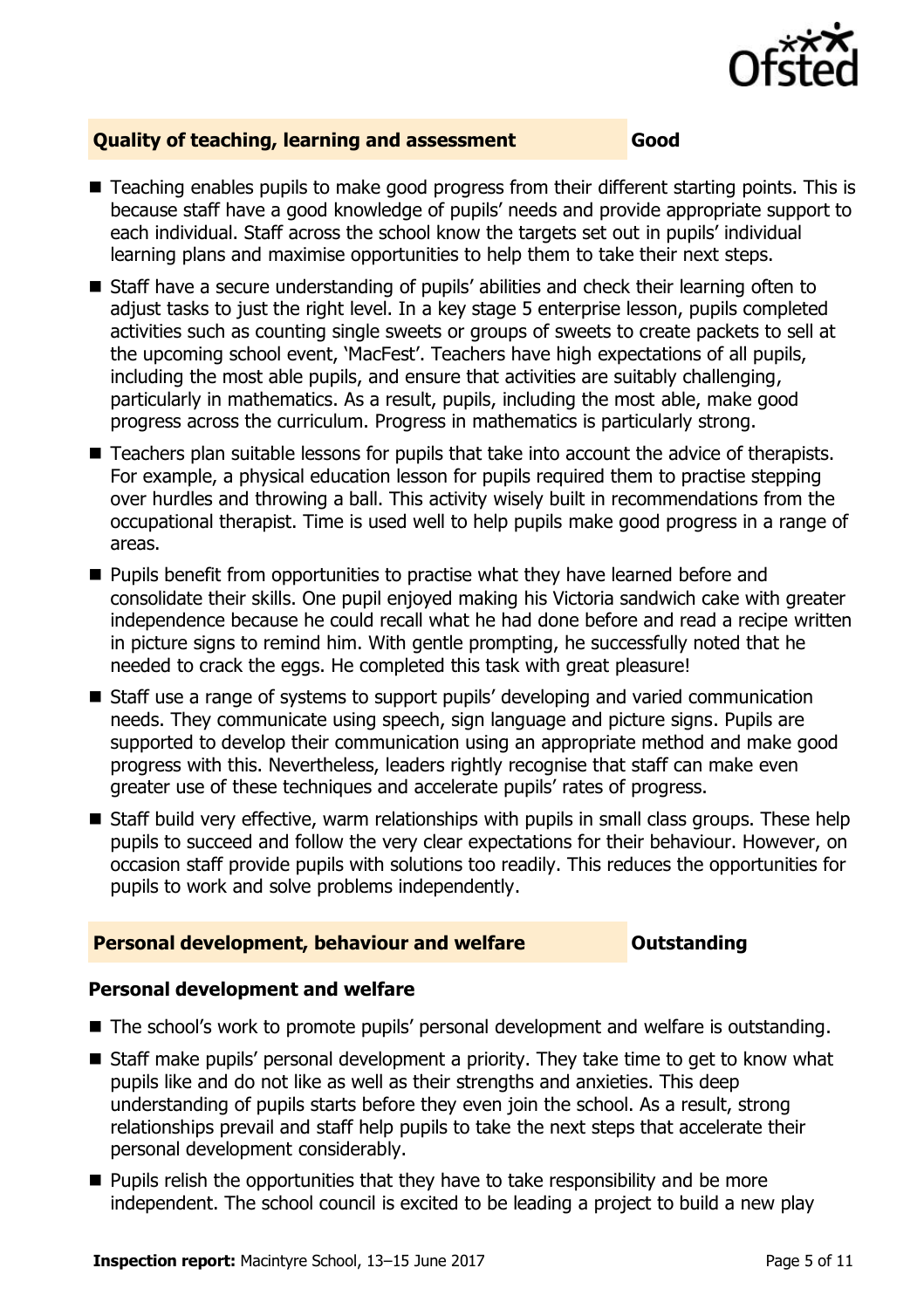## Quality of teaching, learning and assessment — Good

- Teaching enables pupils to make good progress from their different starting points. This is because staff have a good knowledge of pupils' needs and provide appropriate support to each individual. Staff across the school know the targets set out in pupils' individual learning plans and maximise opportunities to help them to take their next steps.
- Staff have a secure understanding of pupils' abilities and check their learning often to adjust tasks to just the right level. In a key stage 5 enterprise lesson, pupils completed activities such as counting single sweets or groups of sweets to create packets to sell at the upcoming school event, 'MacFest'. Teachers have high expectations of all pupils, including the most able pupils, and ensure that activities are suitably challenging, particularly in mathematics. As a result, pupils, including the most able, make good progress across the curriculum. Progress in mathematics is particularly strong.
- Teachers plan suitable lessons for pupils that take into account the advice of therapists. For example, a physical education lesson for pupils required them to practise stepping over hurdles and throwing a ball. This activity wisely built in recommendations from the occupational therapist. Time is used well to help pupils make good progress in a range of areas.
- Pupils benefit from opportunities to practise what they have learned before and consolidate their skills. One pupil enjoyed making his Victoria sandwich cake with greater independence because he could recall what he had done before and read a recipe written in picture signs to remind him. With gentle prompting, he successfully noted that he needed to crack the eggs. He completed this task with great pleasure!
- Staff use a range of systems to support pupils' developing and varied communication needs. They communicate using speech, sign language and picture signs. Pupils are supported to develop their communication using an appropriate method and make good progress with this. Nevertheless, leaders rightly recognise that staff can make even greater use of these techniques and accelerate pupils' rates of progress.
- Staff build very effective, warm relationships with pupils in small class groups. These help pupils to succeed and follow the very clear expectations for their behaviour. However, on occasion staff provide pupils with solutions too readily. This reduces the opportunities for pupils to work and solve problems independently.

## Personal development, behaviour and welfare — Outstanding

### Personal development and welfare

- The school's work to promote pupils' personal development and welfare is outstanding.
- Staff make pupils' personal development a priority. They take time to get to know what pupils like and do not like as well as their strengths and anxieties. This deep understanding of pupils starts before they even join the school. As a result, strong relationships prevail and staff help pupils to take the next steps that accelerate their personal development considerably.
- Pupils relish the opportunities that they have to take responsibility and be more independent. The school council is excited to be leading a project to build a new play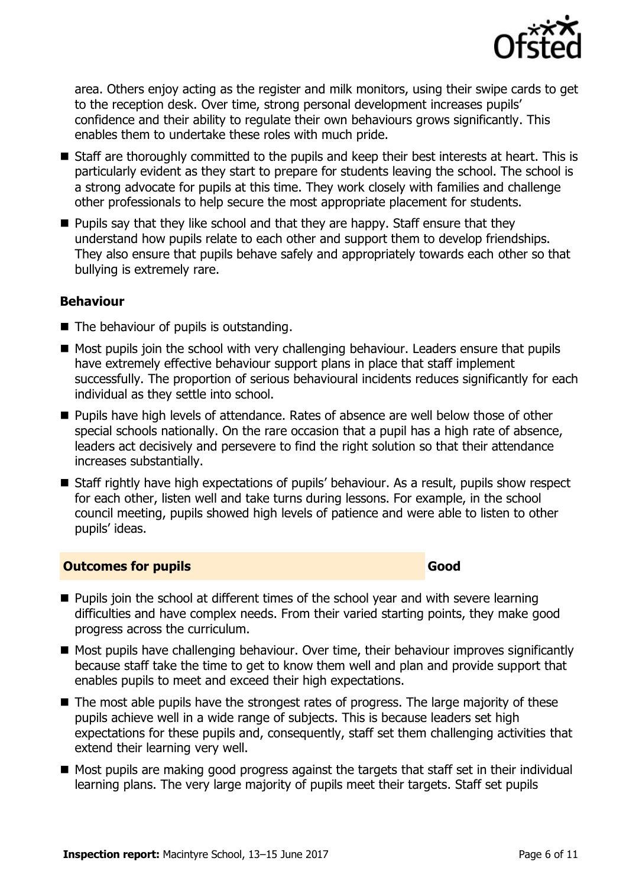area. Others enjoy acting as the register and milk monitors, using their swipe cards to get to the reception desk. Over time, strong personal development increases pupils' confidence and their ability to regulate their own behaviours grows significantly. This enables them to undertake these roles with much pride.

- Staff are thoroughly committed to the pupils and keep their best interests at heart. This is particularly evident as they start to prepare for students leaving the school. The school is a strong advocate for pupils at this time. They work closely with families and challenge other professionals to help secure the most appropriate placement for students.
- Pupils say that they like school and that they are happy. Staff ensure that they understand how pupils relate to each other and support them to develop friendships. They also ensure that pupils behave safely and appropriately towards each other so that bullying is extremely rare.

### Behaviour

- The behaviour of pupils is outstanding.
- Most pupils join the school with very challenging behaviour. Leaders ensure that pupils have extremely effective behaviour support plans in place that staff implement successfully. The proportion of serious behavioural incidents reduces significantly for each individual as they settle into school.
- Pupils have high levels of attendance. Rates of absence are well below those of other special schools nationally. On the rare occasion that a pupil has a high rate of absence, leaders act decisively and persevere to find the right solution so that their attendance increases substantially.
- Staff rightly have high expectations of pupils' behaviour. As a result, pupils show respect for each other, listen well and take turns during lessons. For example, in the school council meeting, pupils showed high levels of patience and were able to listen to other pupils' ideas.

## Outcomes for pupils — Good

- Pupils join the school at different times of the school year and with severe learning difficulties and have complex needs. From their varied starting points, they make good progress across the curriculum.
- Most pupils have challenging behaviour. Over time, their behaviour improves significantly because staff take the time to get to know them well and plan and provide support that enables pupils to meet and exceed their high expectations.
- The most able pupils have the strongest rates of progress. The large majority of these pupils achieve well in a wide range of subjects. This is because leaders set high expectations for these pupils and, consequently, staff set them challenging activities that extend their learning very well.
- Most pupils are making good progress against the targets that staff set in their individual learning plans. The very large majority of pupils meet their targets. Staff set pupils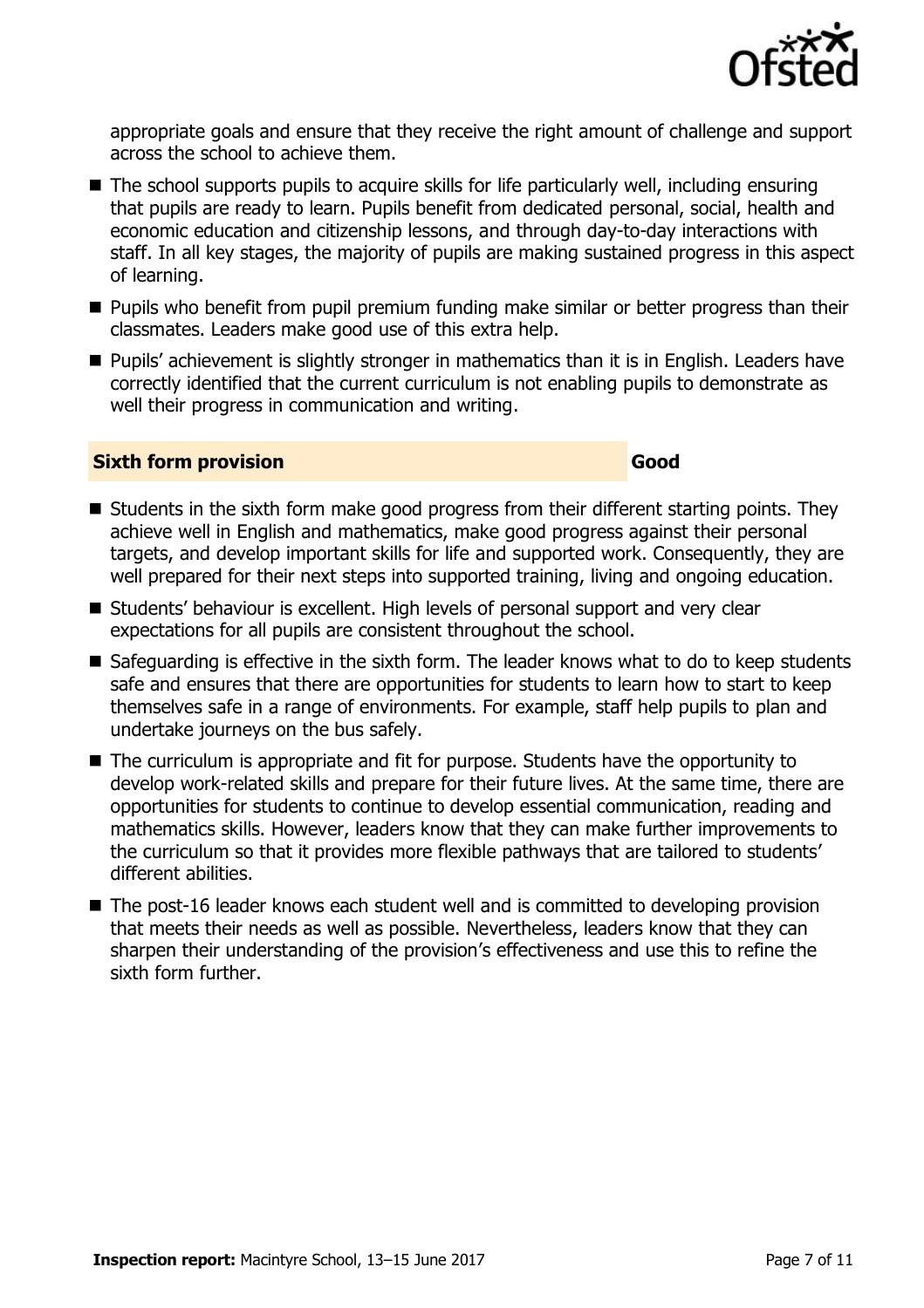appropriate goals and ensure that they receive the right amount of challenge and support across the school to achieve them.

- The school supports pupils to acquire skills for life particularly well, including ensuring that pupils are ready to learn. Pupils benefit from dedicated personal, social, health and economic education and citizenship lessons, and through day-to-day interactions with staff. In all key stages, the majority of pupils are making sustained progress in this aspect of learning.
- Pupils who benefit from pupil premium funding make similar or better progress than their classmates. Leaders make good use of this extra help.
- Pupils' achievement is slightly stronger in mathematics than it is in English. Leaders have correctly identified that the current curriculum is not enabling pupils to demonstrate as well their progress in communication and writing.

## Sixth form provision — Good

- Students in the sixth form make good progress from their different starting points. They achieve well in English and mathematics, make good progress against their personal targets, and develop important skills for life and supported work. Consequently, they are well prepared for their next steps into supported training, living and ongoing education.
- Students' behaviour is excellent. High levels of personal support and very clear expectations for all pupils are consistent throughout the school.
- Safeguarding is effective in the sixth form. The leader knows what to do to keep students safe and ensures that there are opportunities for students to learn how to start to keep themselves safe in a range of environments. For example, staff help pupils to plan and undertake journeys on the bus safely.
- The curriculum is appropriate and fit for purpose. Students have the opportunity to develop work-related skills and prepare for their future lives. At the same time, there are opportunities for students to continue to develop essential communication, reading and mathematics skills. However, leaders know that they can make further improvements to the curriculum so that it provides more flexible pathways that are tailored to students' different abilities.
- The post-16 leader knows each student well and is committed to developing provision that meets their needs as well as possible. Nevertheless, leaders know that they can sharpen their understanding of the provision's effectiveness and use this to refine the sixth form further.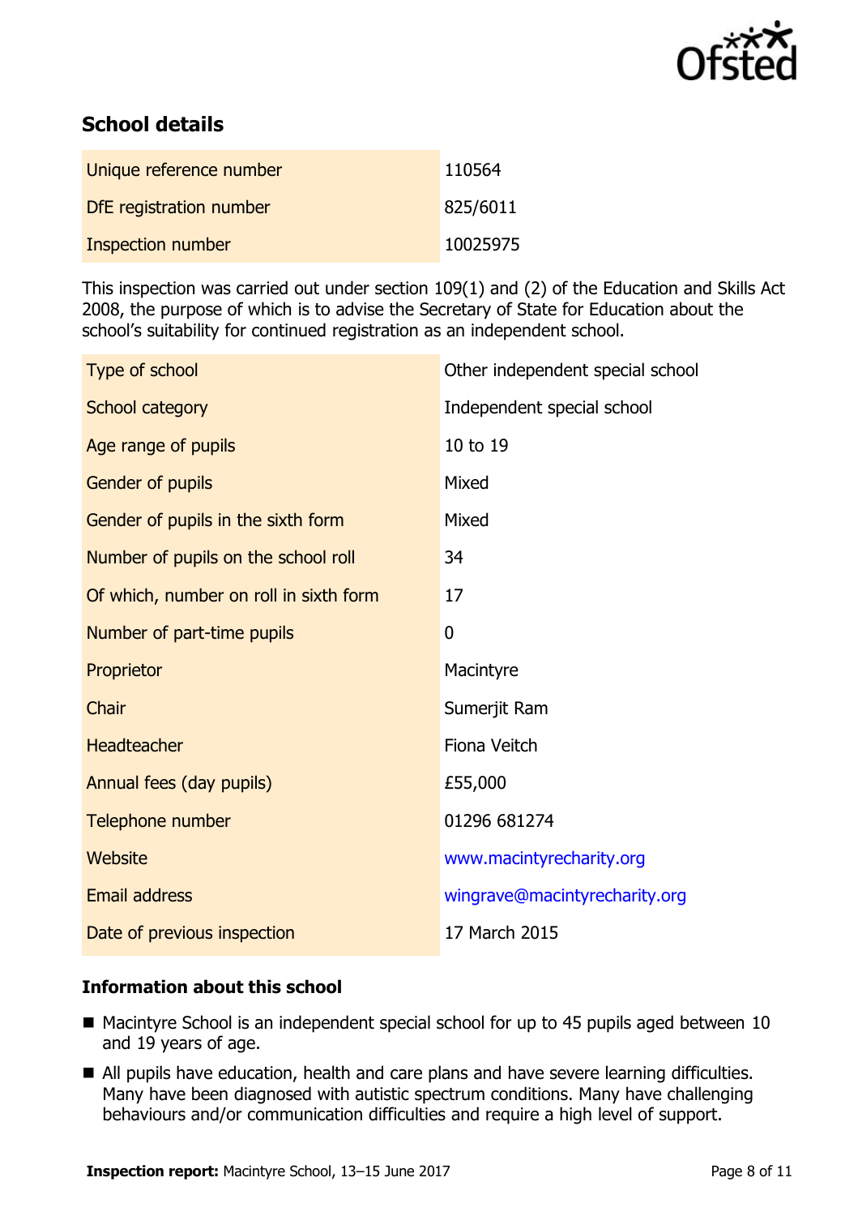## School details

| | |
|---|---|
| Unique reference number | 110564 |
| DfE registration number | 825/6011 |
| Inspection number | 10025975 |

This inspection was carried out under section 109(1) and (2) of the Education and Skills Act 2008, the purpose of which is to advise the Secretary of State for Education about the school's suitability for continued registration as an independent school.

| | |
|---|---|
| Type of school | Other independent special school |
| School category | Independent special school |
| Age range of pupils | 10 to 19 |
| Gender of pupils | Mixed |
| Gender of pupils in the sixth form | Mixed |
| Number of pupils on the school roll | 34 |
| Of which, number on roll in sixth form | 17 |
| Number of part-time pupils | 0 |
| Proprietor | Macintyre |
| Chair | Sumerjit Ram |
| Headteacher | Fiona Veitch |
| Annual fees (day pupils) | £55,000 |
| Telephone number | 01296 681274 |
| Website | www.macintyrecharity.org |
| Email address | wingrave@macintyrecharity.org |
| Date of previous inspection | 17 March 2015 |

### Information about this school

- Macintyre School is an independent special school for up to 45 pupils aged between 10 and 19 years of age.
- All pupils have education, health and care plans and have severe learning difficulties. Many have been diagnosed with autistic spectrum conditions. Many have challenging behaviours and/or communication difficulties and require a high level of support.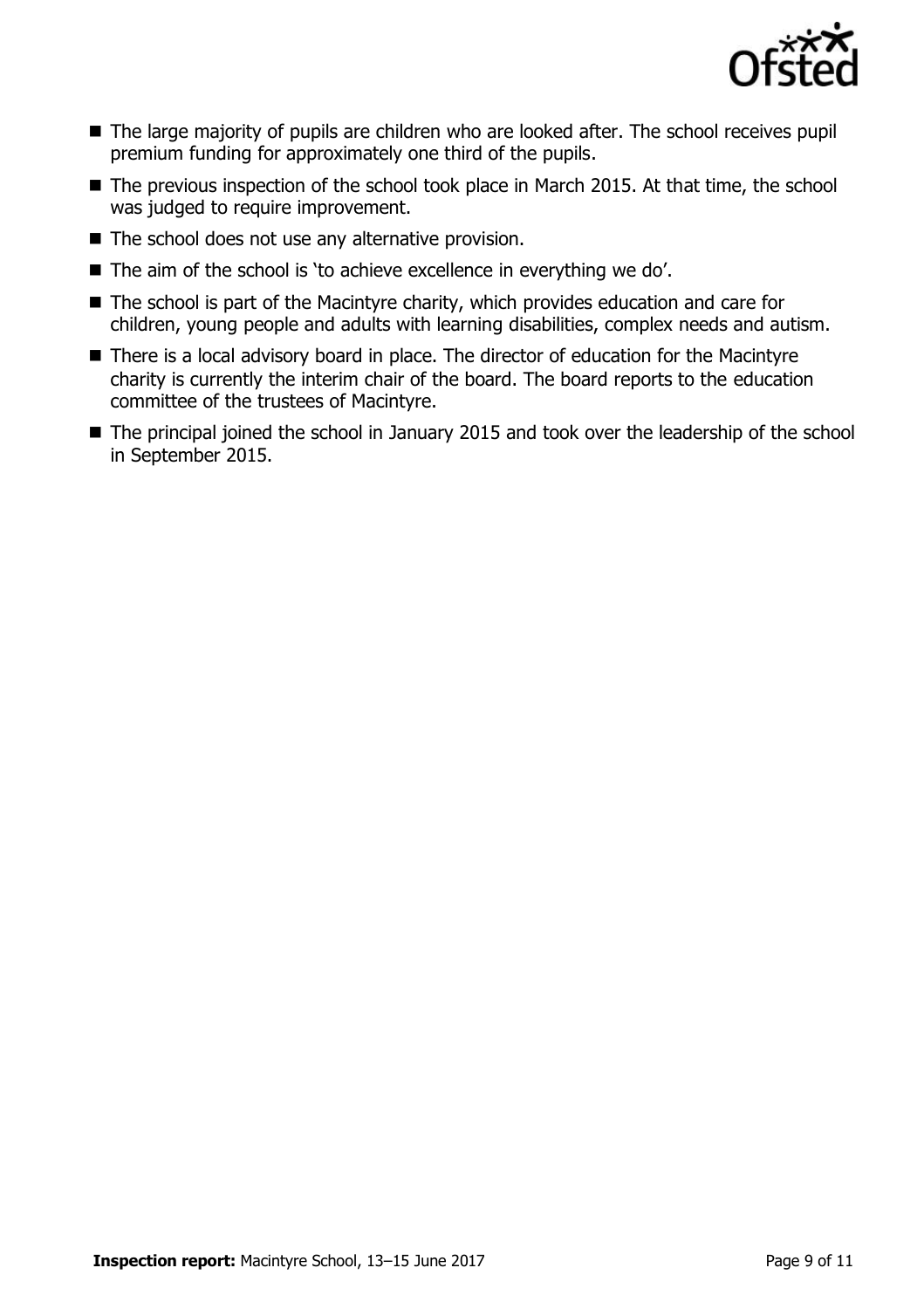- The large majority of pupils are children who are looked after. The school receives pupil premium funding for approximately one third of the pupils.
- The previous inspection of the school took place in March 2015. At that time, the school was judged to require improvement.
- The school does not use any alternative provision.
- The aim of the school is 'to achieve excellence in everything we do'.
- The school is part of the Macintyre charity, which provides education and care for children, young people and adults with learning disabilities, complex needs and autism.
- There is a local advisory board in place. The director of education for the Macintyre charity is currently the interim chair of the board. The board reports to the education committee of the trustees of Macintyre.
- The principal joined the school in January 2015 and took over the leadership of the school in September 2015.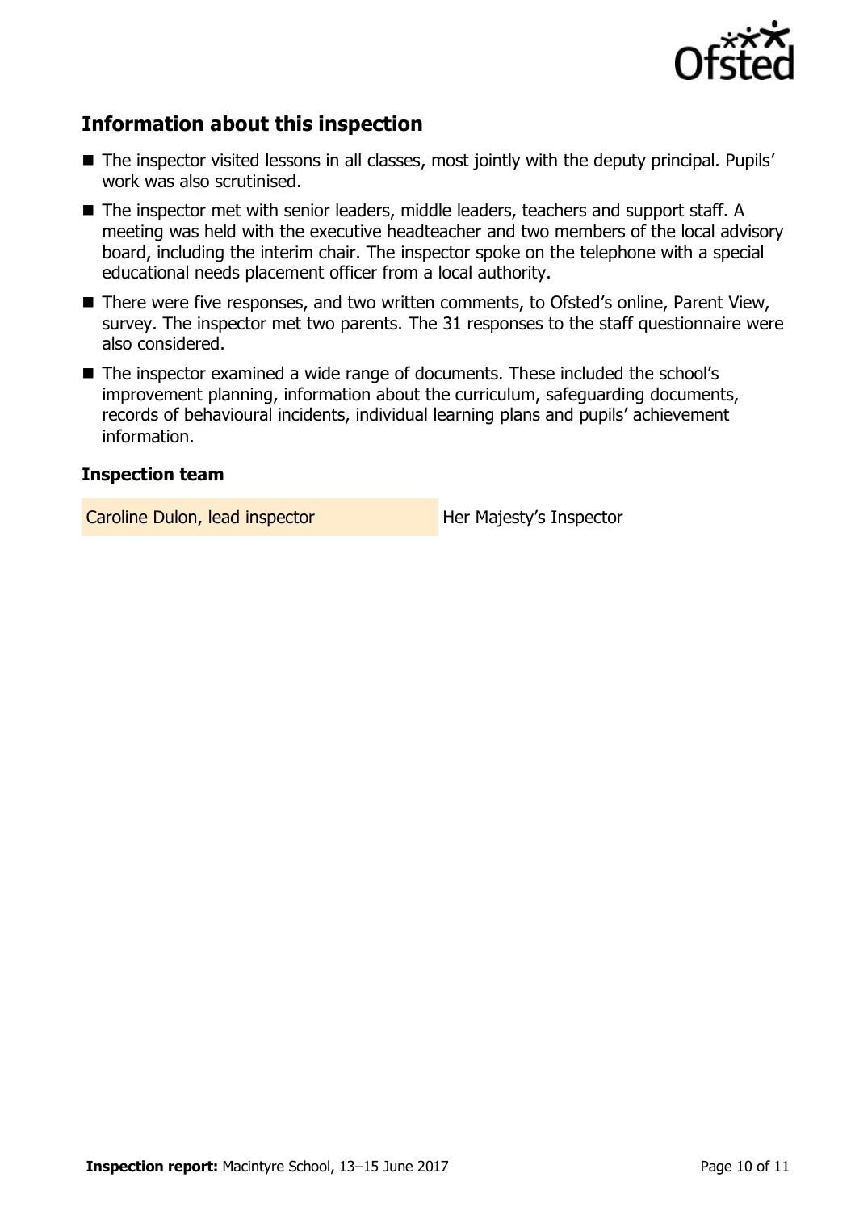## Information about this inspection

- The inspector visited lessons in all classes, most jointly with the deputy principal. Pupils' work was also scrutinised.
- The inspector met with senior leaders, middle leaders, teachers and support staff. A meeting was held with the executive headteacher and two members of the local advisory board, including the interim chair. The inspector spoke on the telephone with a special educational needs placement officer from a local authority.
- There were five responses, and two written comments, to Ofsted's online, Parent View, survey. The inspector met two parents. The 31 responses to the staff questionnaire were also considered.
- The inspector examined a wide range of documents. These included the school's improvement planning, information about the curriculum, safeguarding documents, records of behavioural incidents, individual learning plans and pupils' achievement information.

### Inspection team

| | |
|---|---|
| Caroline Dulon, lead inspector | Her Majesty's Inspector |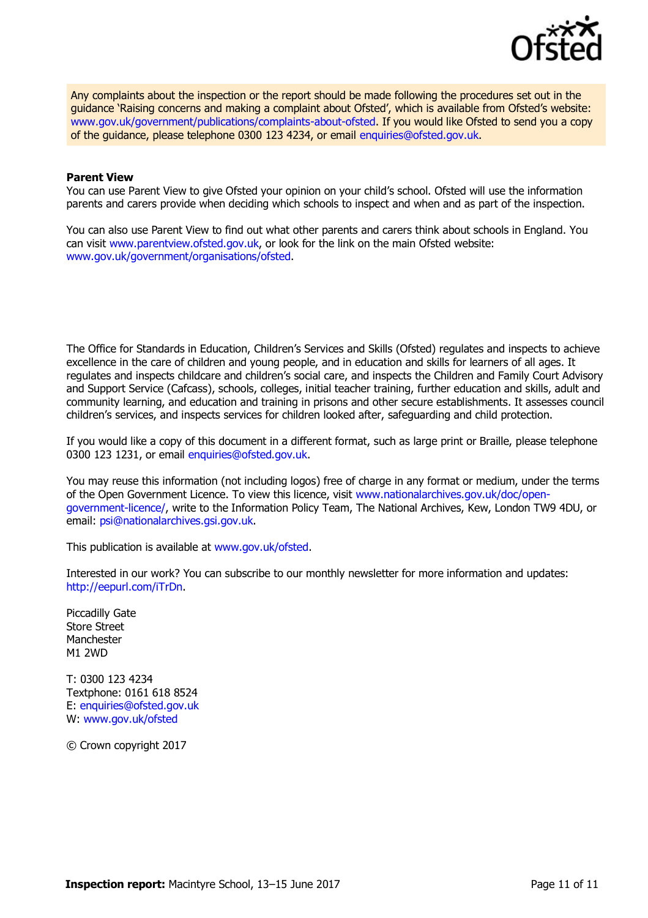Any complaints about the inspection or the report should be made following the procedures set out in the guidance 'Raising concerns and making a complaint about Ofsted', which is available from Ofsted's website: www.gov.uk/government/publications/complaints-about-ofsted. If you would like Ofsted to send you a copy of the guidance, please telephone 0300 123 4234, or email enquiries@ofsted.gov.uk.

**Parent View**

You can use Parent View to give Ofsted your opinion on your child's school. Ofsted will use the information parents and carers provide when deciding which schools to inspect and when and as part of the inspection.

You can also use Parent View to find out what other parents and carers think about schools in England. You can visit www.parentview.ofsted.gov.uk, or look for the link on the main Ofsted website: www.gov.uk/government/organisations/ofsted.

The Office for Standards in Education, Children's Services and Skills (Ofsted) regulates and inspects to achieve excellence in the care of children and young people, and in education and skills for learners of all ages. It regulates and inspects childcare and children's social care, and inspects the Children and Family Court Advisory and Support Service (Cafcass), schools, colleges, initial teacher training, further education and skills, adult and community learning, and education and training in prisons and other secure establishments. It assesses council children's services, and inspects services for children looked after, safeguarding and child protection.

If you would like a copy of this document in a different format, such as large print or Braille, please telephone 0300 123 1231, or email enquiries@ofsted.gov.uk.

You may reuse this information (not including logos) free of charge in any format or medium, under the terms of the Open Government Licence. To view this licence, visit www.nationalarchives.gov.uk/doc/open-government-licence/, write to the Information Policy Team, The National Archives, Kew, London TW9 4DU, or email: psi@nationalarchives.gsi.gov.uk.

This publication is available at www.gov.uk/ofsted.

Interested in our work? You can subscribe to our monthly newsletter for more information and updates: http://eepurl.com/iTrDn.

Piccadilly Gate
Store Street
Manchester
M1 2WD

T: 0300 123 4234
Textphone: 0161 618 8524
E: enquiries@ofsted.gov.uk
W: www.gov.uk/ofsted

© Crown copyright 2017